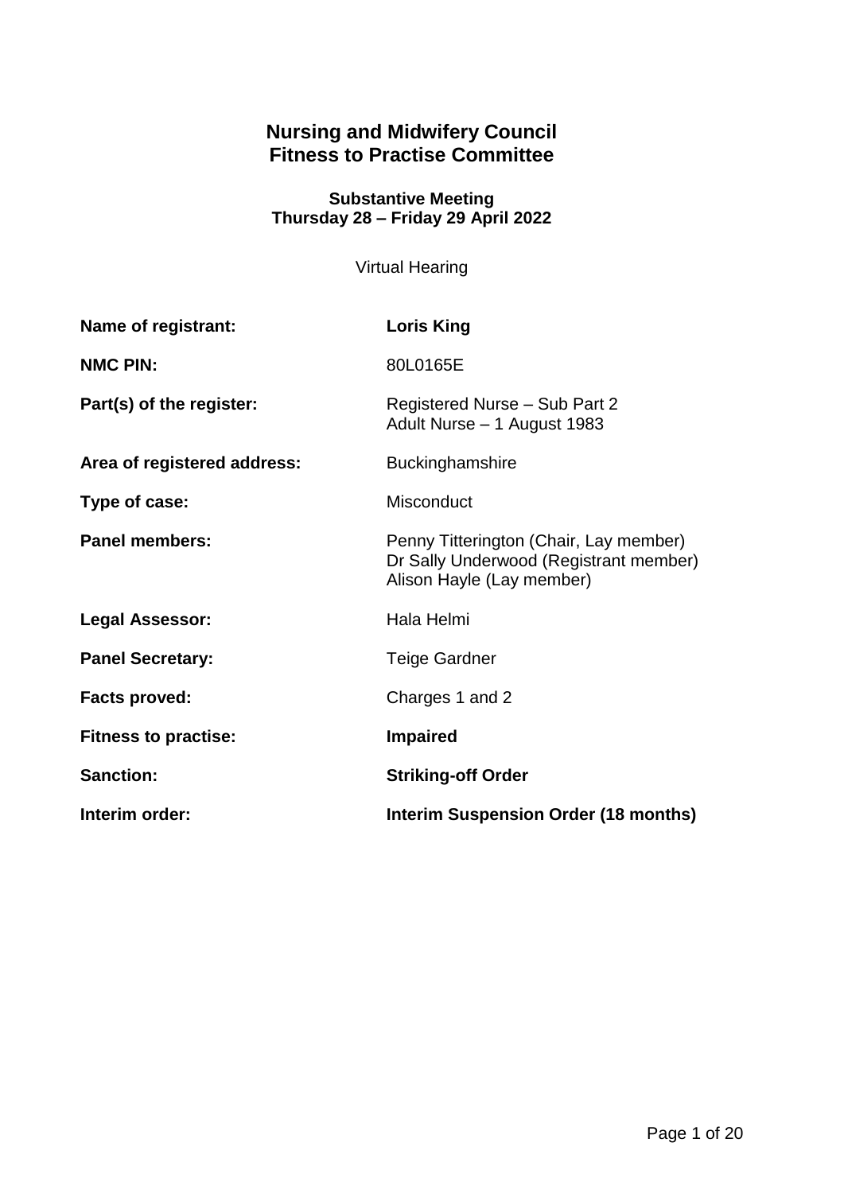# Nursing and Midwifery Council
# Fitness to Practise Committee

**Substantive Meeting**
**Thursday 28 – Friday 29 April 2022**

Virtual Hearing

| | |
|---|---|
| **Name of registrant:** | **Loris King** |
| **NMC PIN:** | 80L0165E |
| **Part(s) of the register:** | Registered Nurse – Sub Part 2<br>Adult Nurse – 1 August 1983 |
| **Area of registered address:** | Buckinghamshire |
| **Type of case:** | Misconduct |
| **Panel members:** | Penny Titterington (Chair, Lay member)<br>Dr Sally Underwood (Registrant member)<br>Alison Hayle (Lay member) |
| **Legal Assessor:** | Hala Helmi |
| **Panel Secretary:** | Teige Gardner |
| **Facts proved:** | Charges 1 and 2 |
| **Fitness to practise:** | **Impaired** |
| **Sanction:** | **Striking-off Order** |
| **Interim order:** | **Interim Suspension Order (18 months)** |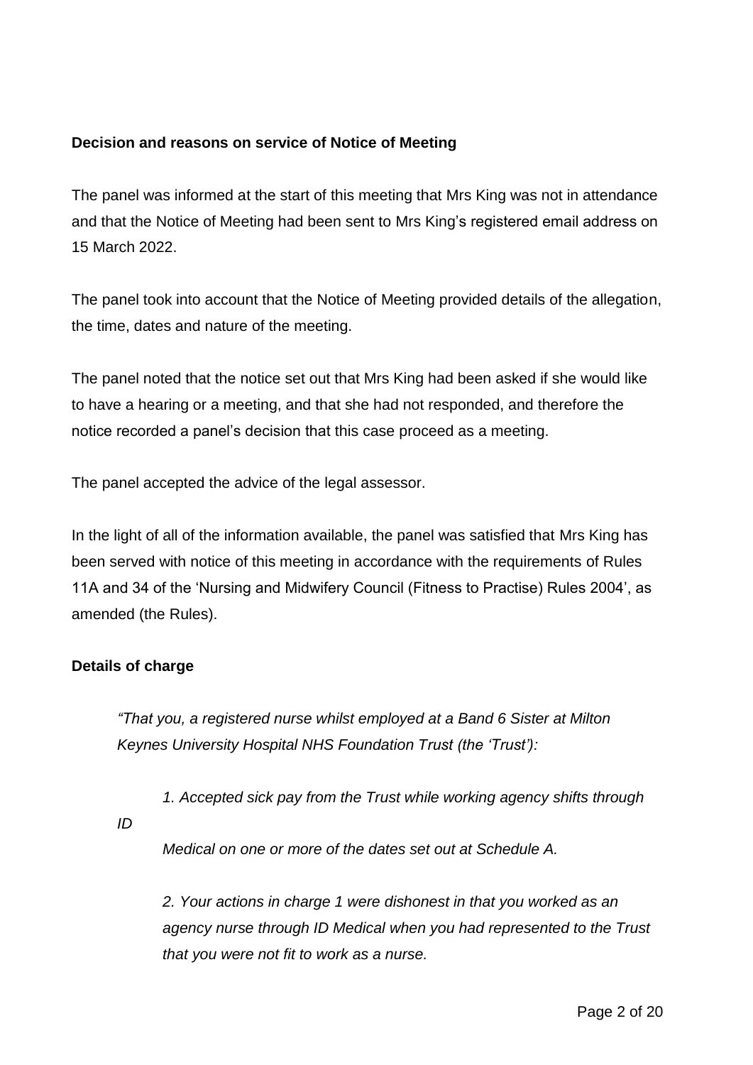**Decision and reasons on service of Notice of Meeting**

The panel was informed at the start of this meeting that Mrs King was not in attendance and that the Notice of Meeting had been sent to Mrs King's registered email address on 15 March 2022.

The panel took into account that the Notice of Meeting provided details of the allegation, the time, dates and nature of the meeting.

The panel noted that the notice set out that Mrs King had been asked if she would like to have a hearing or a meeting, and that she had not responded, and therefore the notice recorded a panel's decision that this case proceed as a meeting.

The panel accepted the advice of the legal assessor.

In the light of all of the information available, the panel was satisfied that Mrs King has been served with notice of this meeting in accordance with the requirements of Rules 11A and 34 of the 'Nursing and Midwifery Council (Fitness to Practise) Rules 2004', as amended (the Rules).

**Details of charge**

> *"That you, a registered nurse whilst employed at a Band 6 Sister at Milton Keynes University Hospital NHS Foundation Trust (the 'Trust'):*
>
> *1. Accepted sick pay from the Trust while working agency shifts through ID Medical on one or more of the dates set out at Schedule A.*
>
> *2. Your actions in charge 1 were dishonest in that you worked as an agency nurse through ID Medical when you had represented to the Trust that you were not fit to work as a nurse.*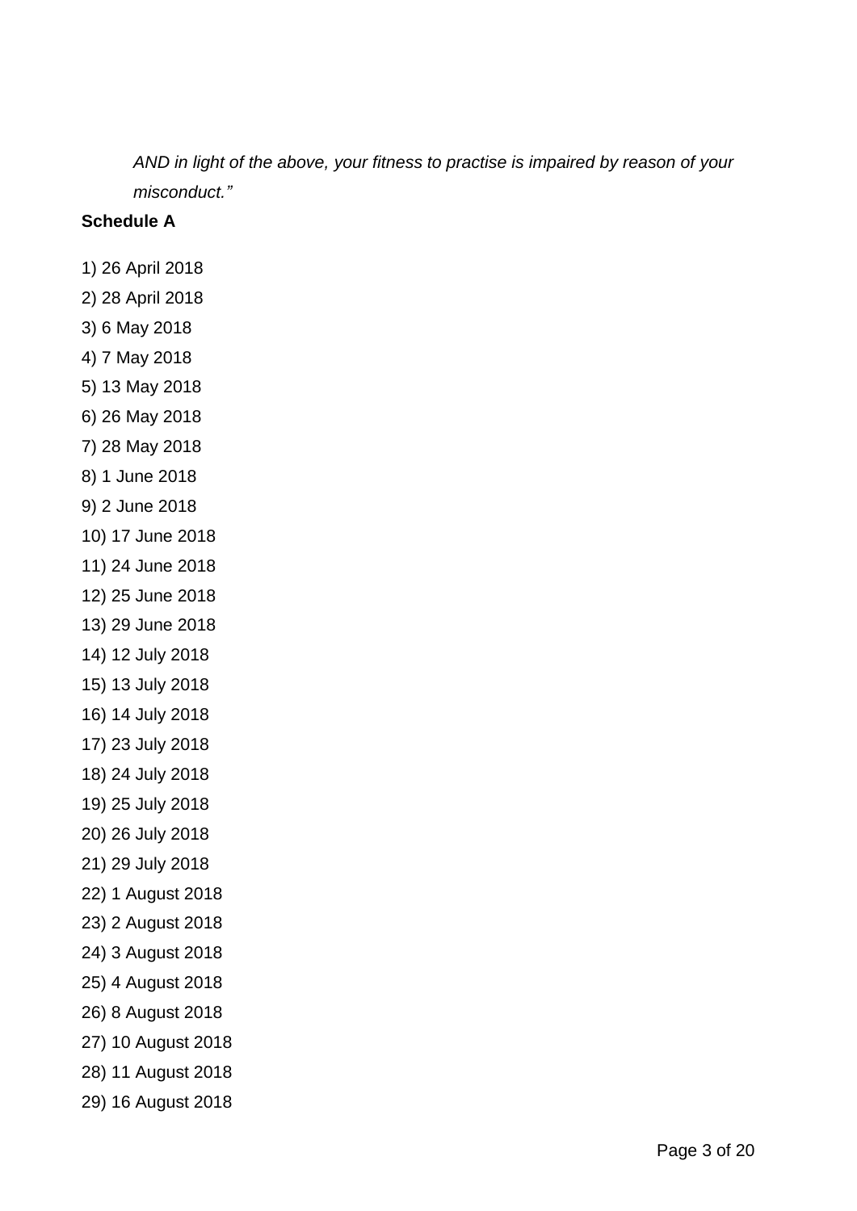*AND in light of the above, your fitness to practise is impaired by reason of your misconduct."*

**Schedule A**

1) 26 April 2018
2) 28 April 2018
3) 6 May 2018
4) 7 May 2018
5) 13 May 2018
6) 26 May 2018
7) 28 May 2018
8) 1 June 2018
9) 2 June 2018
10) 17 June 2018
11) 24 June 2018
12) 25 June 2018
13) 29 June 2018
14) 12 July 2018
15) 13 July 2018
16) 14 July 2018
17) 23 July 2018
18) 24 July 2018
19) 25 July 2018
20) 26 July 2018
21) 29 July 2018
22) 1 August 2018
23) 2 August 2018
24) 3 August 2018
25) 4 August 2018
26) 8 August 2018
27) 10 August 2018
28) 11 August 2018
29) 16 August 2018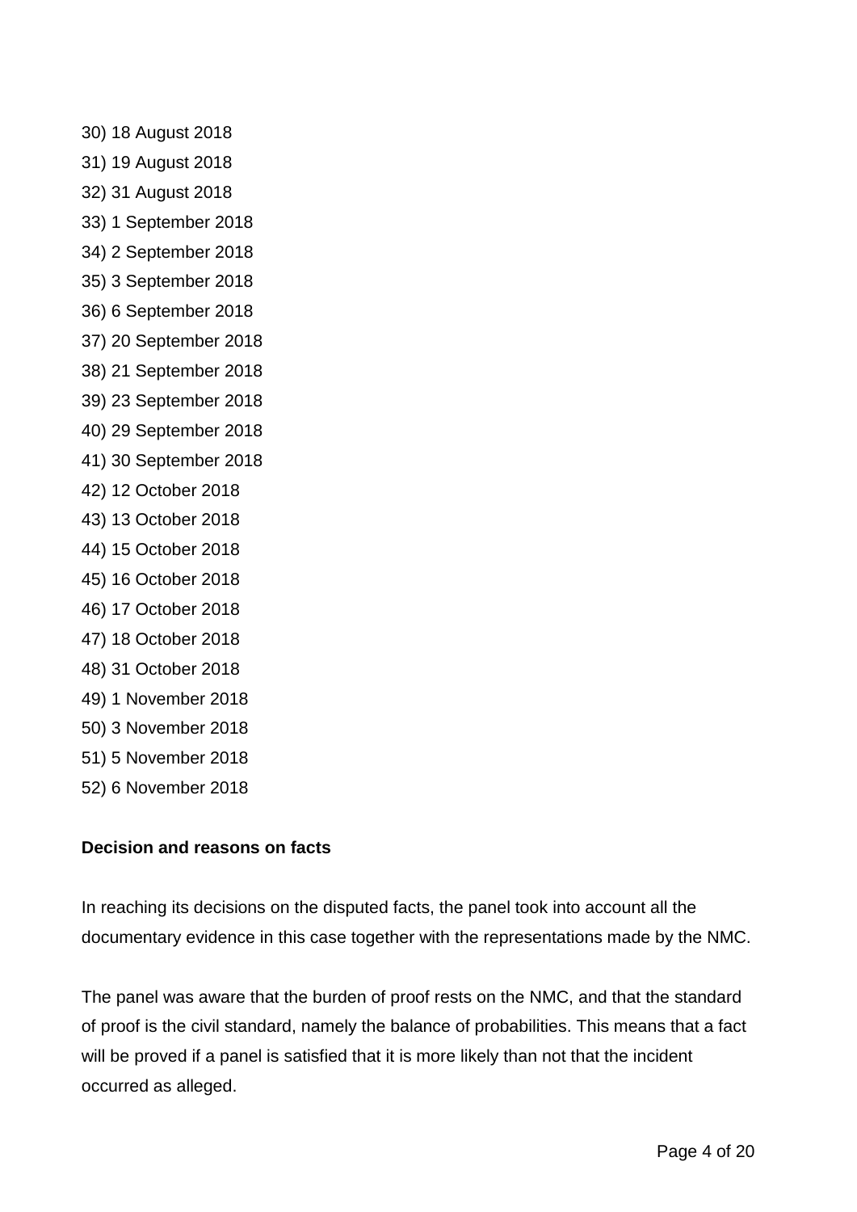30) 18 August 2018

31) 19 August 2018

32) 31 August 2018

33) 1 September 2018

34) 2 September 2018

35) 3 September 2018

36) 6 September 2018

37) 20 September 2018

38) 21 September 2018

39) 23 September 2018

40) 29 September 2018

41) 30 September 2018

42) 12 October 2018

43) 13 October 2018

44) 15 October 2018

45) 16 October 2018

46) 17 October 2018

47) 18 October 2018

48) 31 October 2018

49) 1 November 2018

50) 3 November 2018

51) 5 November 2018

52) 6 November 2018

**Decision and reasons on facts**

In reaching its decisions on the disputed facts, the panel took into account all the documentary evidence in this case together with the representations made by the NMC.

The panel was aware that the burden of proof rests on the NMC, and that the standard of proof is the civil standard, namely the balance of probabilities. This means that a fact will be proved if a panel is satisfied that it is more likely than not that the incident occurred as alleged.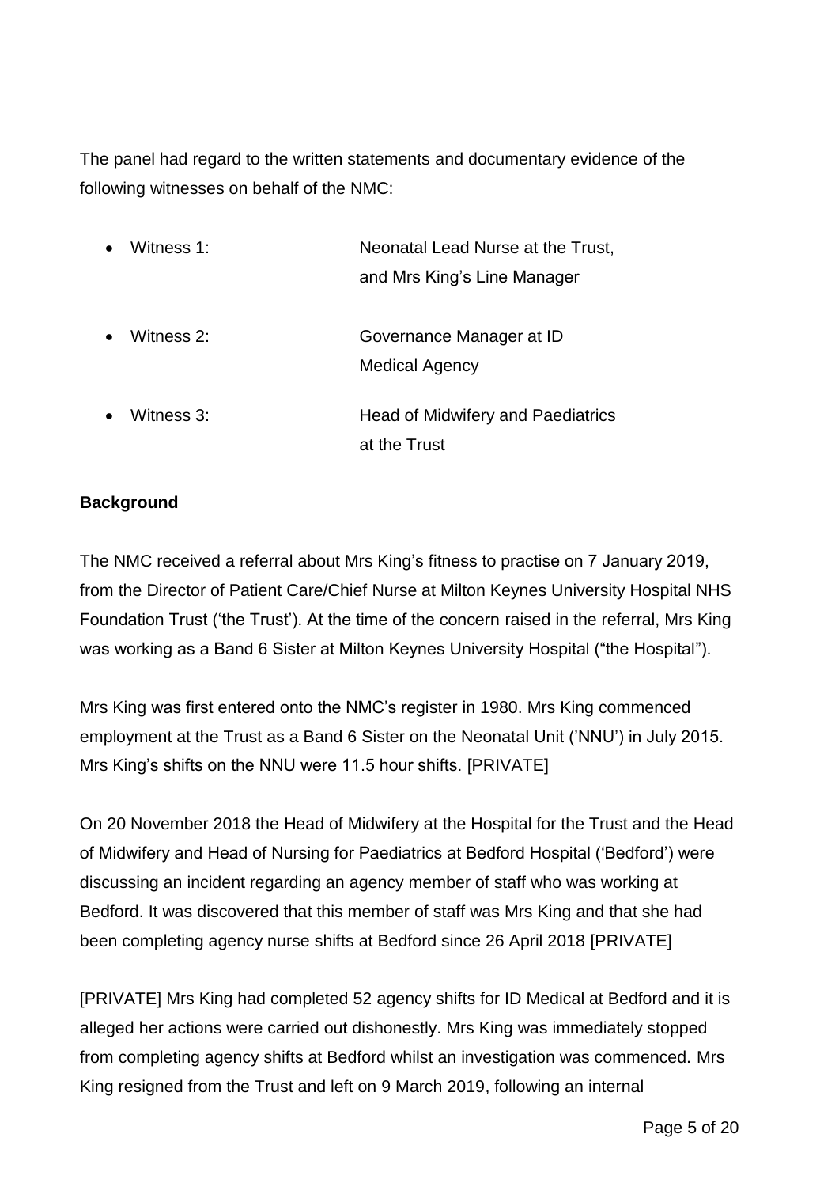The panel had regard to the written statements and documentary evidence of the following witnesses on behalf of the NMC:

- Witness 1: Neonatal Lead Nurse at the Trust, and Mrs King's Line Manager
- Witness 2: Governance Manager at ID Medical Agency
- Witness 3: Head of Midwifery and Paediatrics at the Trust

**Background**

The NMC received a referral about Mrs King's fitness to practise on 7 January 2019, from the Director of Patient Care/Chief Nurse at Milton Keynes University Hospital NHS Foundation Trust ('the Trust'). At the time of the concern raised in the referral, Mrs King was working as a Band 6 Sister at Milton Keynes University Hospital ("the Hospital").

Mrs King was first entered onto the NMC's register in 1980. Mrs King commenced employment at the Trust as a Band 6 Sister on the Neonatal Unit ('NNU') in July 2015. Mrs King's shifts on the NNU were 11.5 hour shifts. [PRIVATE]

On 20 November 2018 the Head of Midwifery at the Hospital for the Trust and the Head of Midwifery and Head of Nursing for Paediatrics at Bedford Hospital ('Bedford') were discussing an incident regarding an agency member of staff who was working at Bedford. It was discovered that this member of staff was Mrs King and that she had been completing agency nurse shifts at Bedford since 26 April 2018 [PRIVATE]

[PRIVATE] Mrs King had completed 52 agency shifts for ID Medical at Bedford and it is alleged her actions were carried out dishonestly. Mrs King was immediately stopped from completing agency shifts at Bedford whilst an investigation was commenced. Mrs King resigned from the Trust and left on 9 March 2019, following an internal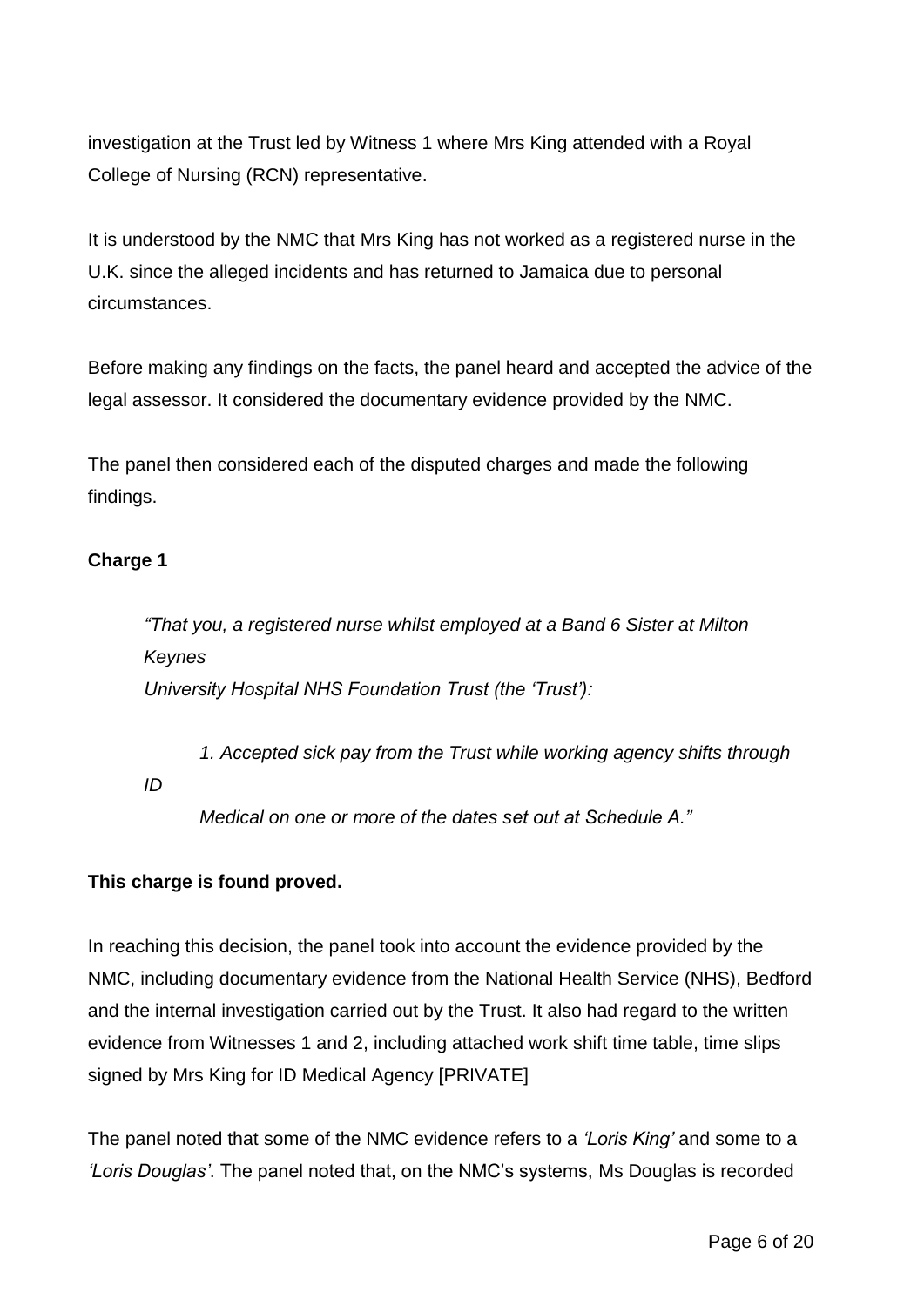investigation at the Trust led by Witness 1 where Mrs King attended with a Royal College of Nursing (RCN) representative.

It is understood by the NMC that Mrs King has not worked as a registered nurse in the U.K. since the alleged incidents and has returned to Jamaica due to personal circumstances.

Before making any findings on the facts, the panel heard and accepted the advice of the legal assessor. It considered the documentary evidence provided by the NMC.

The panel then considered each of the disputed charges and made the following findings.

**Charge 1**

> *"That you, a registered nurse whilst employed at a Band 6 Sister at Milton Keynes*
> *University Hospital NHS Foundation Trust (the 'Trust'):*
>
> *1. Accepted sick pay from the Trust while working agency shifts through ID*
> *Medical on one or more of the dates set out at Schedule A."*

**This charge is found proved.**

In reaching this decision, the panel took into account the evidence provided by the NMC, including documentary evidence from the National Health Service (NHS), Bedford and the internal investigation carried out by the Trust. It also had regard to the written evidence from Witnesses 1 and 2, including attached work shift time table, time slips signed by Mrs King for ID Medical Agency [PRIVATE]

The panel noted that some of the NMC evidence refers to a *'Loris King'* and some to a *'Loris Douglas'*. The panel noted that, on the NMC's systems, Ms Douglas is recorded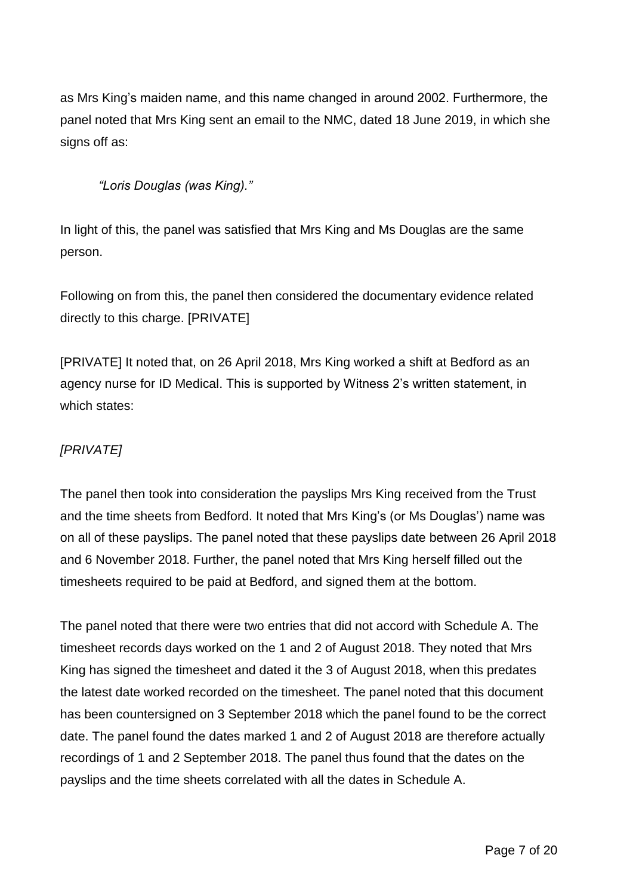as Mrs King's maiden name, and this name changed in around 2002. Furthermore, the panel noted that Mrs King sent an email to the NMC, dated 18 June 2019, in which she signs off as:

> *"Loris Douglas (was King)."*

In light of this, the panel was satisfied that Mrs King and Ms Douglas are the same person.

Following on from this, the panel then considered the documentary evidence related directly to this charge. [PRIVATE]

[PRIVATE] It noted that, on 26 April 2018, Mrs King worked a shift at Bedford as an agency nurse for ID Medical. This is supported by Witness 2's written statement, in which states:

> *[PRIVATE]*

The panel then took into consideration the payslips Mrs King received from the Trust and the time sheets from Bedford. It noted that Mrs King's (or Ms Douglas') name was on all of these payslips. The panel noted that these payslips date between 26 April 2018 and 6 November 2018. Further, the panel noted that Mrs King herself filled out the timesheets required to be paid at Bedford, and signed them at the bottom.

The panel noted that there were two entries that did not accord with Schedule A. The timesheet records days worked on the 1 and 2 of August 2018. They noted that Mrs King has signed the timesheet and dated it the 3 of August 2018, when this predates the latest date worked recorded on the timesheet. The panel noted that this document has been countersigned on 3 September 2018 which the panel found to be the correct date. The panel found the dates marked 1 and 2 of August 2018 are therefore actually recordings of 1 and 2 September 2018. The panel thus found that the dates on the payslips and the time sheets correlated with all the dates in Schedule A.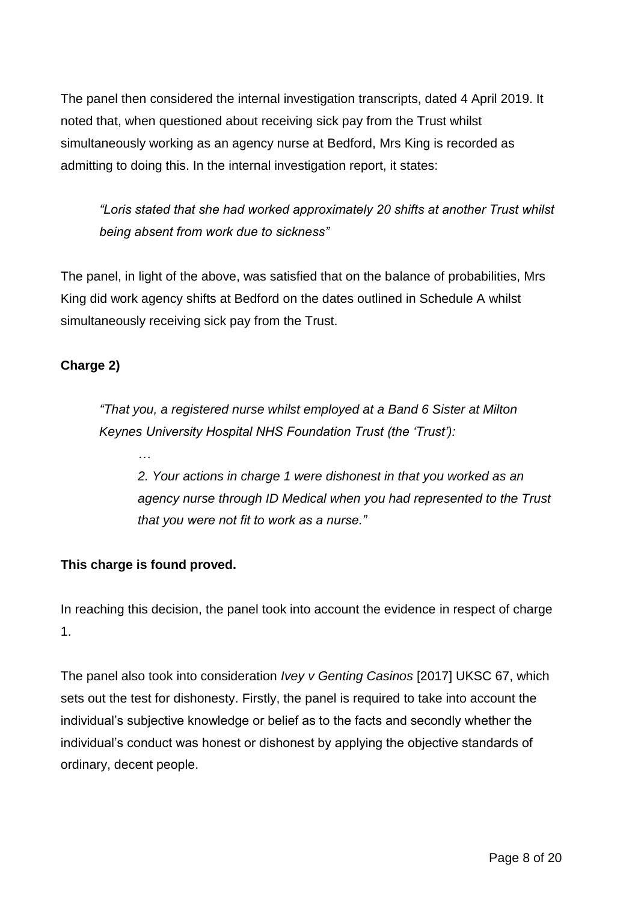The panel then considered the internal investigation transcripts, dated 4 April 2019. It noted that, when questioned about receiving sick pay from the Trust whilst simultaneously working as an agency nurse at Bedford, Mrs King is recorded as admitting to doing this. In the internal investigation report, it states:

> *"Loris stated that she had worked approximately 20 shifts at another Trust whilst being absent from work due to sickness"*

The panel, in light of the above, was satisfied that on the balance of probabilities, Mrs King did work agency shifts at Bedford on the dates outlined in Schedule A whilst simultaneously receiving sick pay from the Trust.

**Charge 2)**

> *"That you, a registered nurse whilst employed at a Band 6 Sister at Milton Keynes University Hospital NHS Foundation Trust (the 'Trust'):*
>
> > *…*
> >
> > *2. Your actions in charge 1 were dishonest in that you worked as an agency nurse through ID Medical when you had represented to the Trust that you were not fit to work as a nurse."*

**This charge is found proved.**

In reaching this decision, the panel took into account the evidence in respect of charge 1.

The panel also took into consideration *Ivey v Genting Casinos* [2017] UKSC 67, which sets out the test for dishonesty. Firstly, the panel is required to take into account the individual's subjective knowledge or belief as to the facts and secondly whether the individual's conduct was honest or dishonest by applying the objective standards of ordinary, decent people.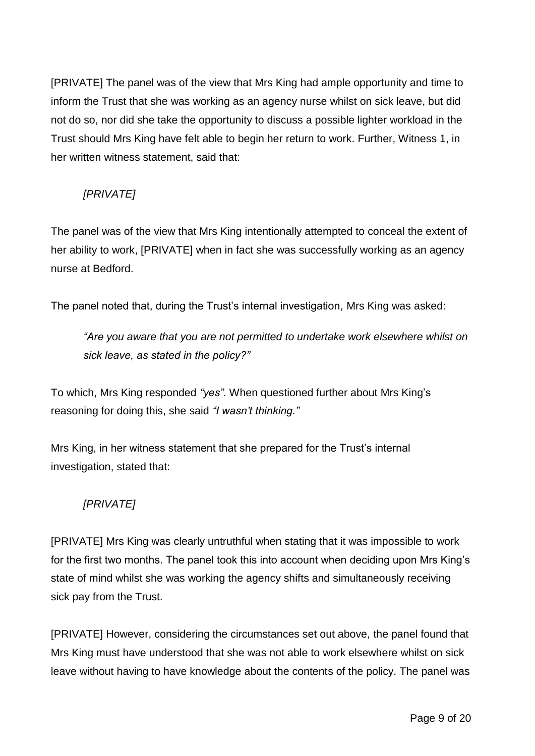[PRIVATE] The panel was of the view that Mrs King had ample opportunity and time to inform the Trust that she was working as an agency nurse whilst on sick leave, but did not do so, nor did she take the opportunity to discuss a possible lighter workload in the Trust should Mrs King have felt able to begin her return to work. Further, Witness 1, in her written witness statement, said that:

> *[PRIVATE]*

The panel was of the view that Mrs King intentionally attempted to conceal the extent of her ability to work, [PRIVATE] when in fact she was successfully working as an agency nurse at Bedford.

The panel noted that, during the Trust's internal investigation, Mrs King was asked:

> *"Are you aware that you are not permitted to undertake work elsewhere whilst on sick leave, as stated in the policy?"*

To which, Mrs King responded *"yes"*. When questioned further about Mrs King's reasoning for doing this, she said *"I wasn't thinking."*

Mrs King, in her witness statement that she prepared for the Trust's internal investigation, stated that:

> *[PRIVATE]*

[PRIVATE] Mrs King was clearly untruthful when stating that it was impossible to work for the first two months. The panel took this into account when deciding upon Mrs King's state of mind whilst she was working the agency shifts and simultaneously receiving sick pay from the Trust.

[PRIVATE] However, considering the circumstances set out above, the panel found that Mrs King must have understood that she was not able to work elsewhere whilst on sick leave without having to have knowledge about the contents of the policy. The panel was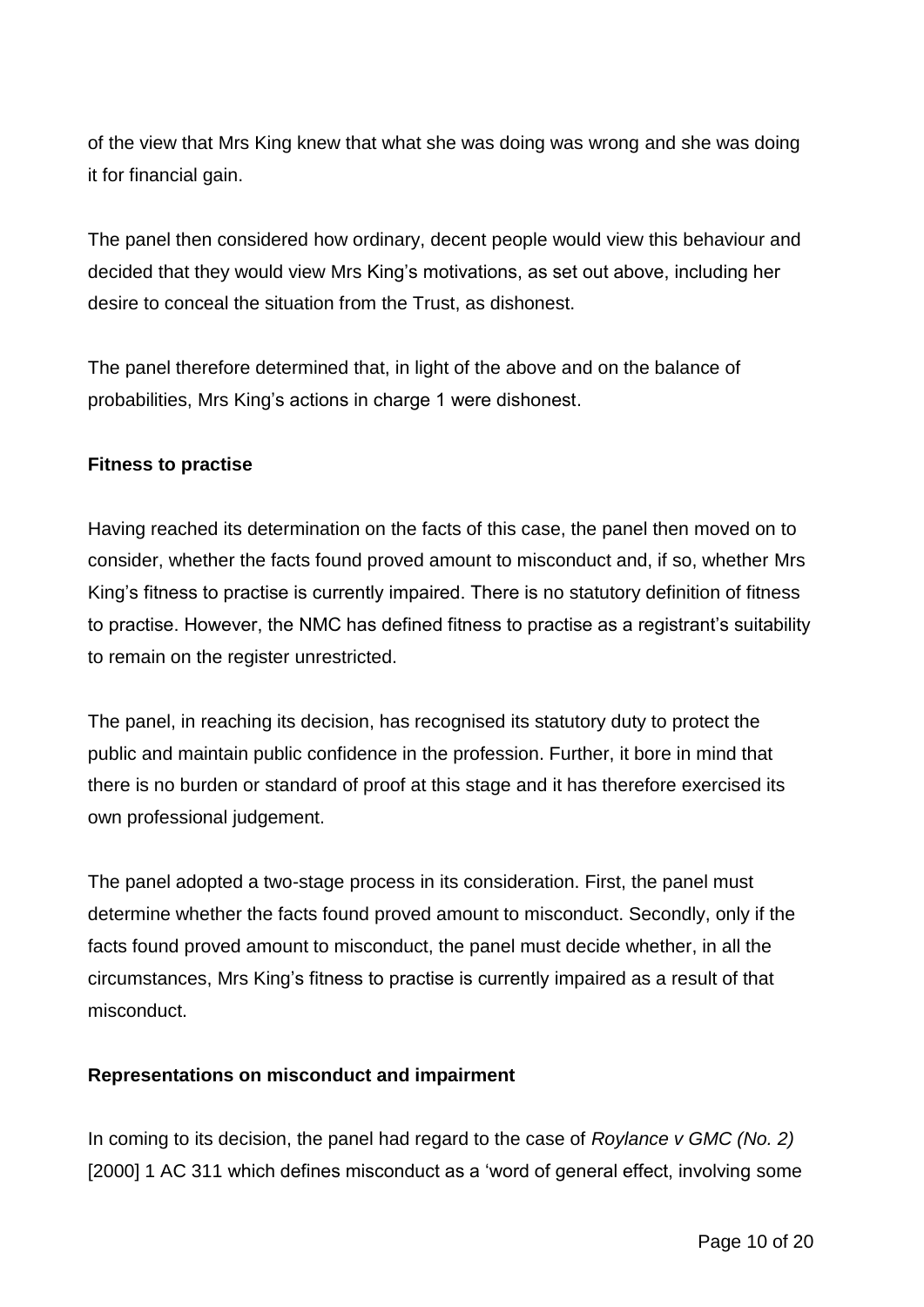of the view that Mrs King knew that what she was doing was wrong and she was doing it for financial gain.

The panel then considered how ordinary, decent people would view this behaviour and decided that they would view Mrs King's motivations, as set out above, including her desire to conceal the situation from the Trust, as dishonest.

The panel therefore determined that, in light of the above and on the balance of probabilities, Mrs King's actions in charge 1 were dishonest.

**Fitness to practise**

Having reached its determination on the facts of this case, the panel then moved on to consider, whether the facts found proved amount to misconduct and, if so, whether Mrs King's fitness to practise is currently impaired. There is no statutory definition of fitness to practise. However, the NMC has defined fitness to practise as a registrant's suitability to remain on the register unrestricted.

The panel, in reaching its decision, has recognised its statutory duty to protect the public and maintain public confidence in the profession. Further, it bore in mind that there is no burden or standard of proof at this stage and it has therefore exercised its own professional judgement.

The panel adopted a two-stage process in its consideration. First, the panel must determine whether the facts found proved amount to misconduct. Secondly, only if the facts found proved amount to misconduct, the panel must decide whether, in all the circumstances, Mrs King's fitness to practise is currently impaired as a result of that misconduct.

**Representations on misconduct and impairment**

In coming to its decision, the panel had regard to the case of *Roylance v GMC (No. 2)* [2000] 1 AC 311 which defines misconduct as a 'word of general effect, involving some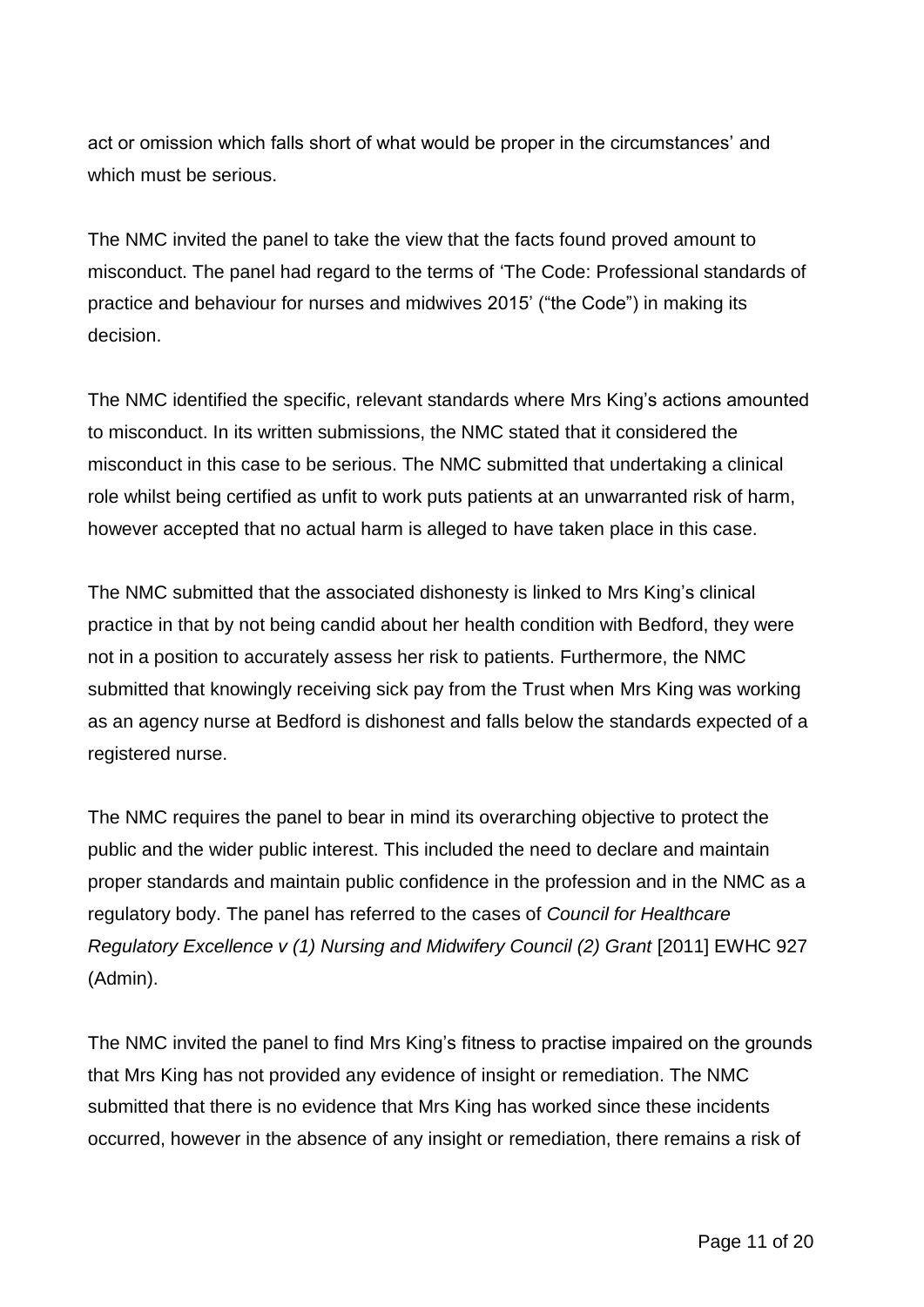act or omission which falls short of what would be proper in the circumstances' and which must be serious.

The NMC invited the panel to take the view that the facts found proved amount to misconduct. The panel had regard to the terms of 'The Code: Professional standards of practice and behaviour for nurses and midwives 2015' ("the Code") in making its decision.

The NMC identified the specific, relevant standards where Mrs King's actions amounted to misconduct. In its written submissions, the NMC stated that it considered the misconduct in this case to be serious. The NMC submitted that undertaking a clinical role whilst being certified as unfit to work puts patients at an unwarranted risk of harm, however accepted that no actual harm is alleged to have taken place in this case.

The NMC submitted that the associated dishonesty is linked to Mrs King's clinical practice in that by not being candid about her health condition with Bedford, they were not in a position to accurately assess her risk to patients. Furthermore, the NMC submitted that knowingly receiving sick pay from the Trust when Mrs King was working as an agency nurse at Bedford is dishonest and falls below the standards expected of a registered nurse.

The NMC requires the panel to bear in mind its overarching objective to protect the public and the wider public interest. This included the need to declare and maintain proper standards and maintain public confidence in the profession and in the NMC as a regulatory body. The panel has referred to the cases of *Council for Healthcare Regulatory Excellence v (1) Nursing and Midwifery Council (2) Grant* [2011] EWHC 927 (Admin).

The NMC invited the panel to find Mrs King's fitness to practise impaired on the grounds that Mrs King has not provided any evidence of insight or remediation. The NMC submitted that there is no evidence that Mrs King has worked since these incidents occurred, however in the absence of any insight or remediation, there remains a risk of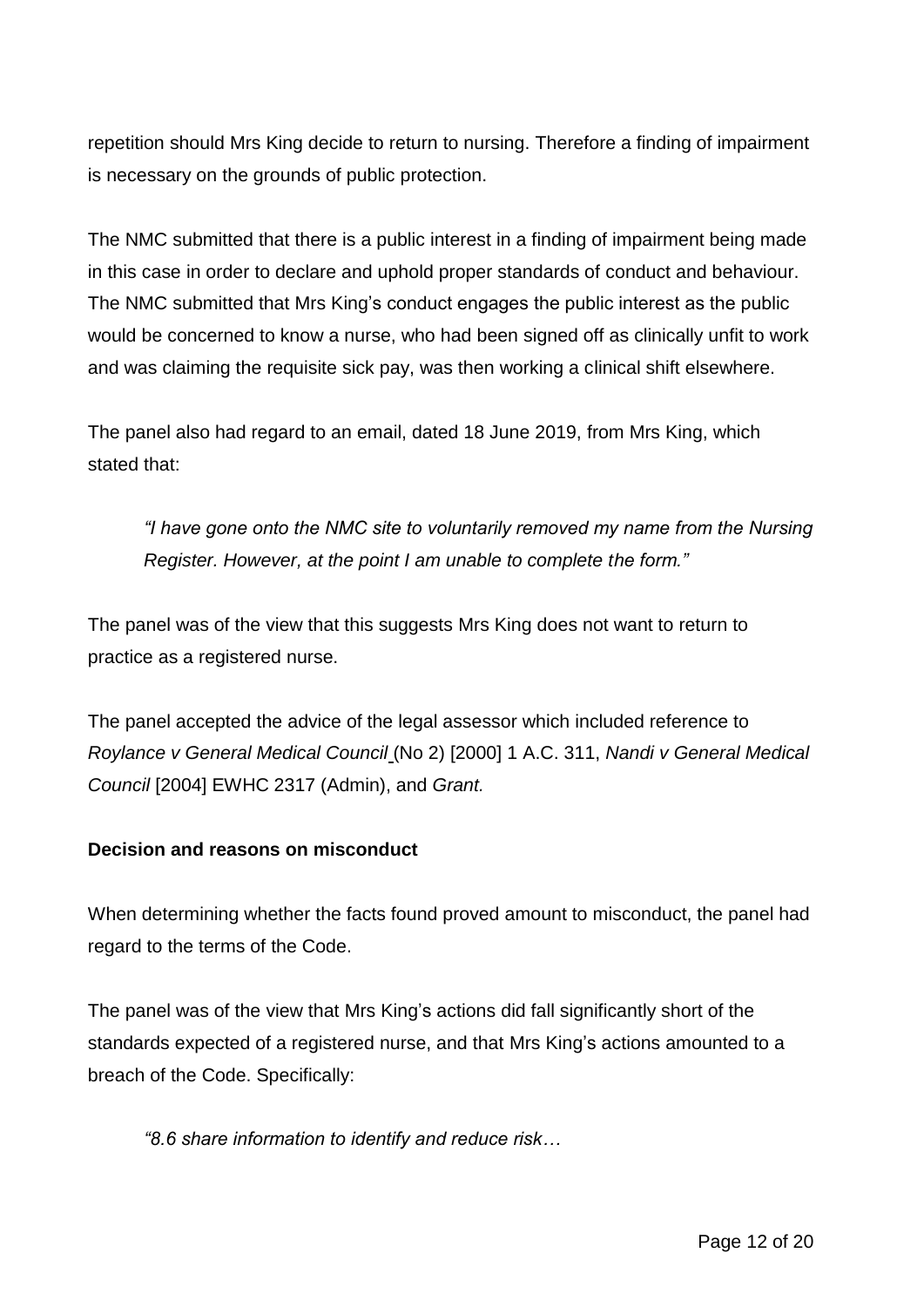repetition should Mrs King decide to return to nursing. Therefore a finding of impairment is necessary on the grounds of public protection.

The NMC submitted that there is a public interest in a finding of impairment being made in this case in order to declare and uphold proper standards of conduct and behaviour. The NMC submitted that Mrs King's conduct engages the public interest as the public would be concerned to know a nurse, who had been signed off as clinically unfit to work and was claiming the requisite sick pay, was then working a clinical shift elsewhere.

The panel also had regard to an email, dated 18 June 2019, from Mrs King, which stated that:

> *"I have gone onto the NMC site to voluntarily removed my name from the Nursing Register. However, at the point I am unable to complete the form."*

The panel was of the view that this suggests Mrs King does not want to return to practice as a registered nurse.

The panel accepted the advice of the legal assessor which included reference to *Roylance v General Medical Council* (No 2) [2000] 1 A.C. 311, *Nandi v General Medical Council* [2004] EWHC 2317 (Admin), and *Grant.*

**Decision and reasons on misconduct**

When determining whether the facts found proved amount to misconduct, the panel had regard to the terms of the Code.

The panel was of the view that Mrs King's actions did fall significantly short of the standards expected of a registered nurse, and that Mrs King's actions amounted to a breach of the Code. Specifically:

> *"8.6 share information to identify and reduce risk…*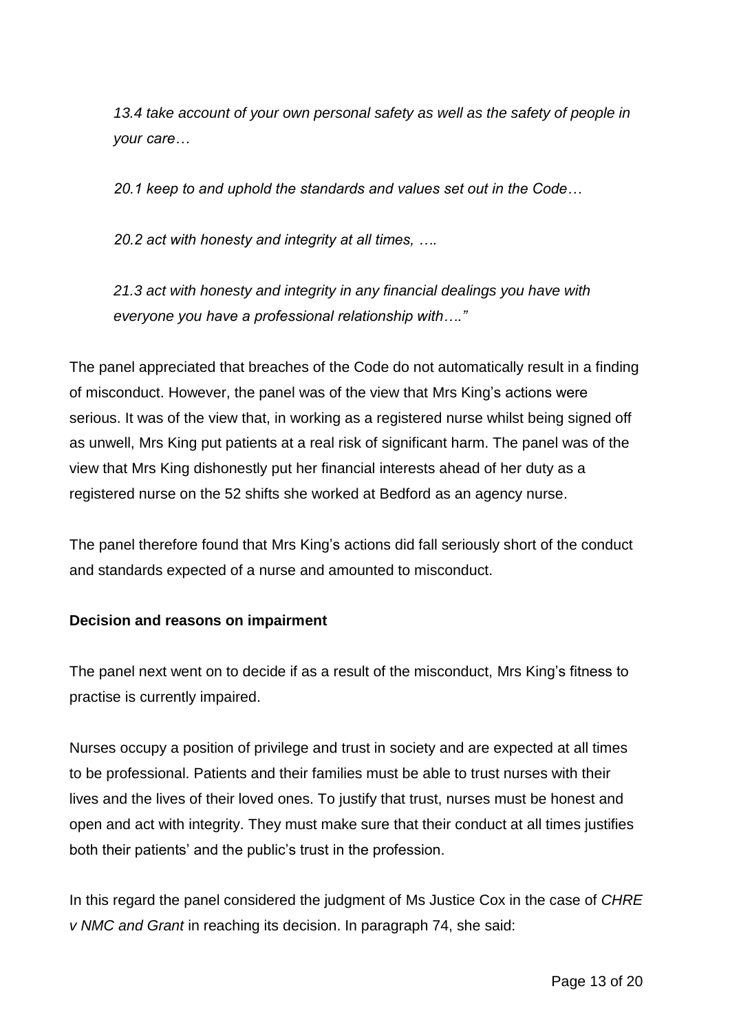*13.4 take account of your own personal safety as well as the safety of people in your care…*

*20.1 keep to and uphold the standards and values set out in the Code…*

*20.2 act with honesty and integrity at all times, ….*

*21.3 act with honesty and integrity in any financial dealings you have with everyone you have a professional relationship with…."*

The panel appreciated that breaches of the Code do not automatically result in a finding of misconduct. However, the panel was of the view that Mrs King's actions were serious. It was of the view that, in working as a registered nurse whilst being signed off as unwell, Mrs King put patients at a real risk of significant harm. The panel was of the view that Mrs King dishonestly put her financial interests ahead of her duty as a registered nurse on the 52 shifts she worked at Bedford as an agency nurse.

The panel therefore found that Mrs King's actions did fall seriously short of the conduct and standards expected of a nurse and amounted to misconduct.

**Decision and reasons on impairment**

The panel next went on to decide if as a result of the misconduct, Mrs King's fitness to practise is currently impaired.

Nurses occupy a position of privilege and trust in society and are expected at all times to be professional. Patients and their families must be able to trust nurses with their lives and the lives of their loved ones. To justify that trust, nurses must be honest and open and act with integrity. They must make sure that their conduct at all times justifies both their patients' and the public's trust in the profession.

In this regard the panel considered the judgment of Ms Justice Cox in the case of *CHRE v NMC and Grant* in reaching its decision. In paragraph 74, she said: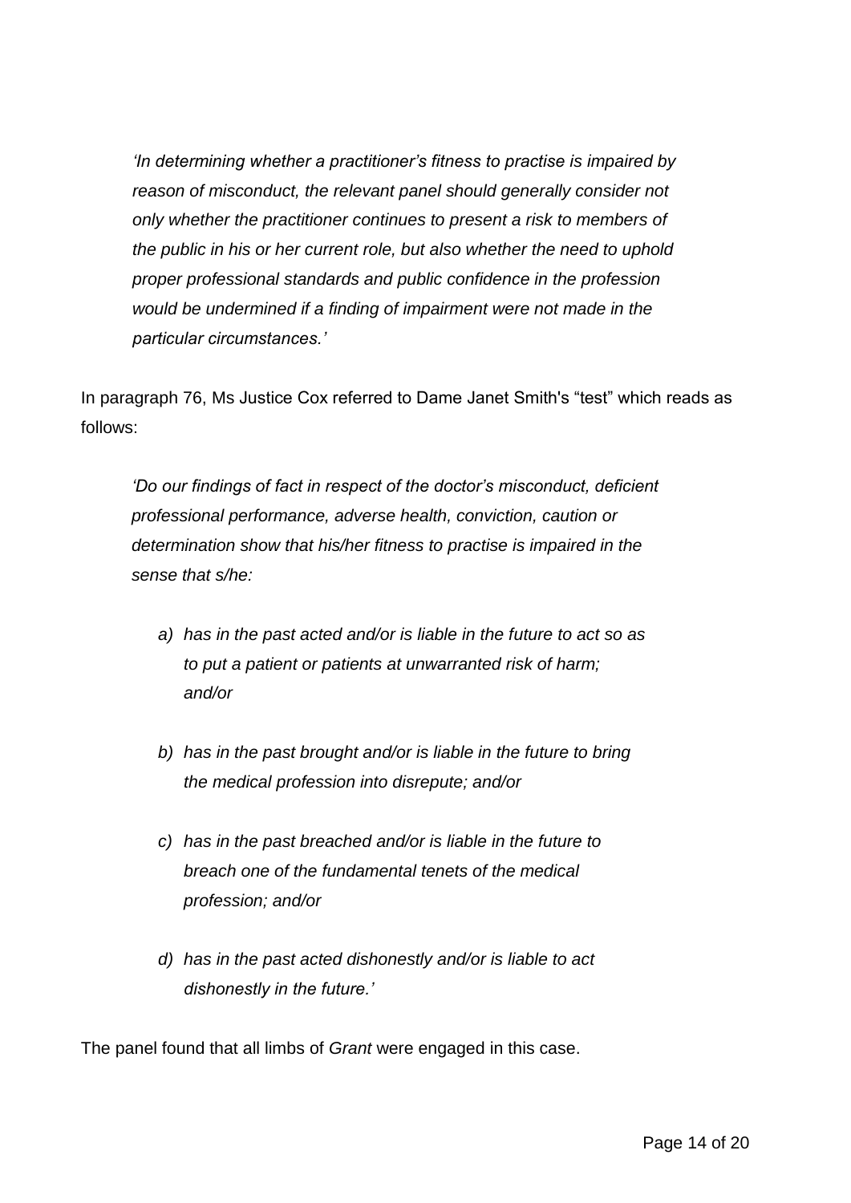> *'In determining whether a practitioner's fitness to practise is impaired by reason of misconduct, the relevant panel should generally consider not only whether the practitioner continues to present a risk to members of the public in his or her current role, but also whether the need to uphold proper professional standards and public confidence in the profession would be undermined if a finding of impairment were not made in the particular circumstances.'*

In paragraph 76, Ms Justice Cox referred to Dame Janet Smith's "test" which reads as follows:

> *'Do our findings of fact in respect of the doctor's misconduct, deficient professional performance, adverse health, conviction, caution or determination show that his/her fitness to practise is impaired in the sense that s/he:*
>
> *a) has in the past acted and/or is liable in the future to act so as to put a patient or patients at unwarranted risk of harm; and/or*
>
> *b) has in the past brought and/or is liable in the future to bring the medical profession into disrepute; and/or*
>
> *c) has in the past breached and/or is liable in the future to breach one of the fundamental tenets of the medical profession; and/or*
>
> *d) has in the past acted dishonestly and/or is liable to act dishonestly in the future.'*

The panel found that all limbs of *Grant* were engaged in this case.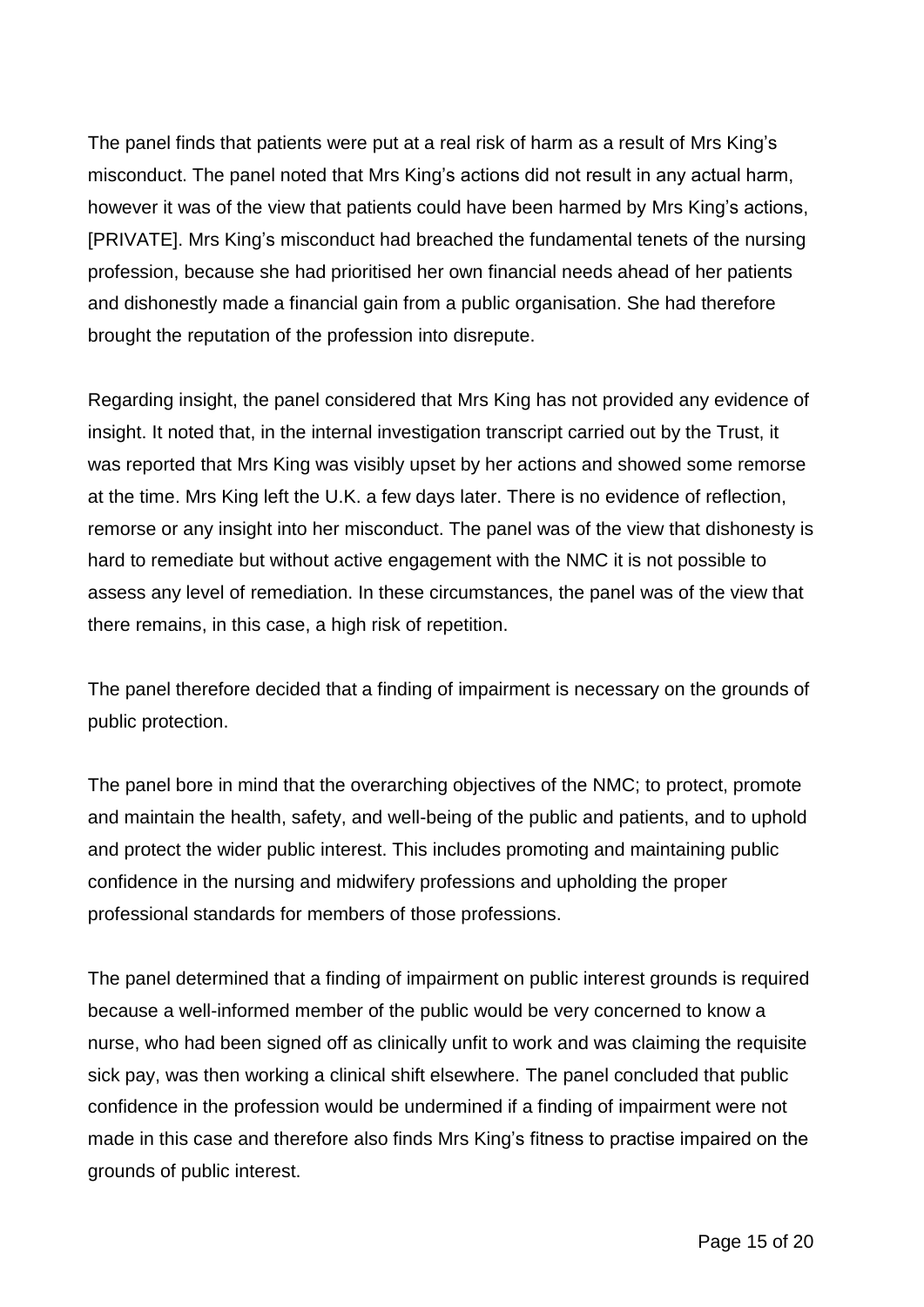The panel finds that patients were put at a real risk of harm as a result of Mrs King's misconduct. The panel noted that Mrs King's actions did not result in any actual harm, however it was of the view that patients could have been harmed by Mrs King's actions, [PRIVATE]. Mrs King's misconduct had breached the fundamental tenets of the nursing profession, because she had prioritised her own financial needs ahead of her patients and dishonestly made a financial gain from a public organisation. She had therefore brought the reputation of the profession into disrepute.

Regarding insight, the panel considered that Mrs King has not provided any evidence of insight. It noted that, in the internal investigation transcript carried out by the Trust, it was reported that Mrs King was visibly upset by her actions and showed some remorse at the time. Mrs King left the U.K. a few days later. There is no evidence of reflection, remorse or any insight into her misconduct. The panel was of the view that dishonesty is hard to remediate but without active engagement with the NMC it is not possible to assess any level of remediation. In these circumstances, the panel was of the view that there remains, in this case, a high risk of repetition.

The panel therefore decided that a finding of impairment is necessary on the grounds of public protection.

The panel bore in mind that the overarching objectives of the NMC; to protect, promote and maintain the health, safety, and well-being of the public and patients, and to uphold and protect the wider public interest. This includes promoting and maintaining public confidence in the nursing and midwifery professions and upholding the proper professional standards for members of those professions.

The panel determined that a finding of impairment on public interest grounds is required because a well-informed member of the public would be very concerned to know a nurse, who had been signed off as clinically unfit to work and was claiming the requisite sick pay, was then working a clinical shift elsewhere. The panel concluded that public confidence in the profession would be undermined if a finding of impairment were not made in this case and therefore also finds Mrs King's fitness to practise impaired on the grounds of public interest.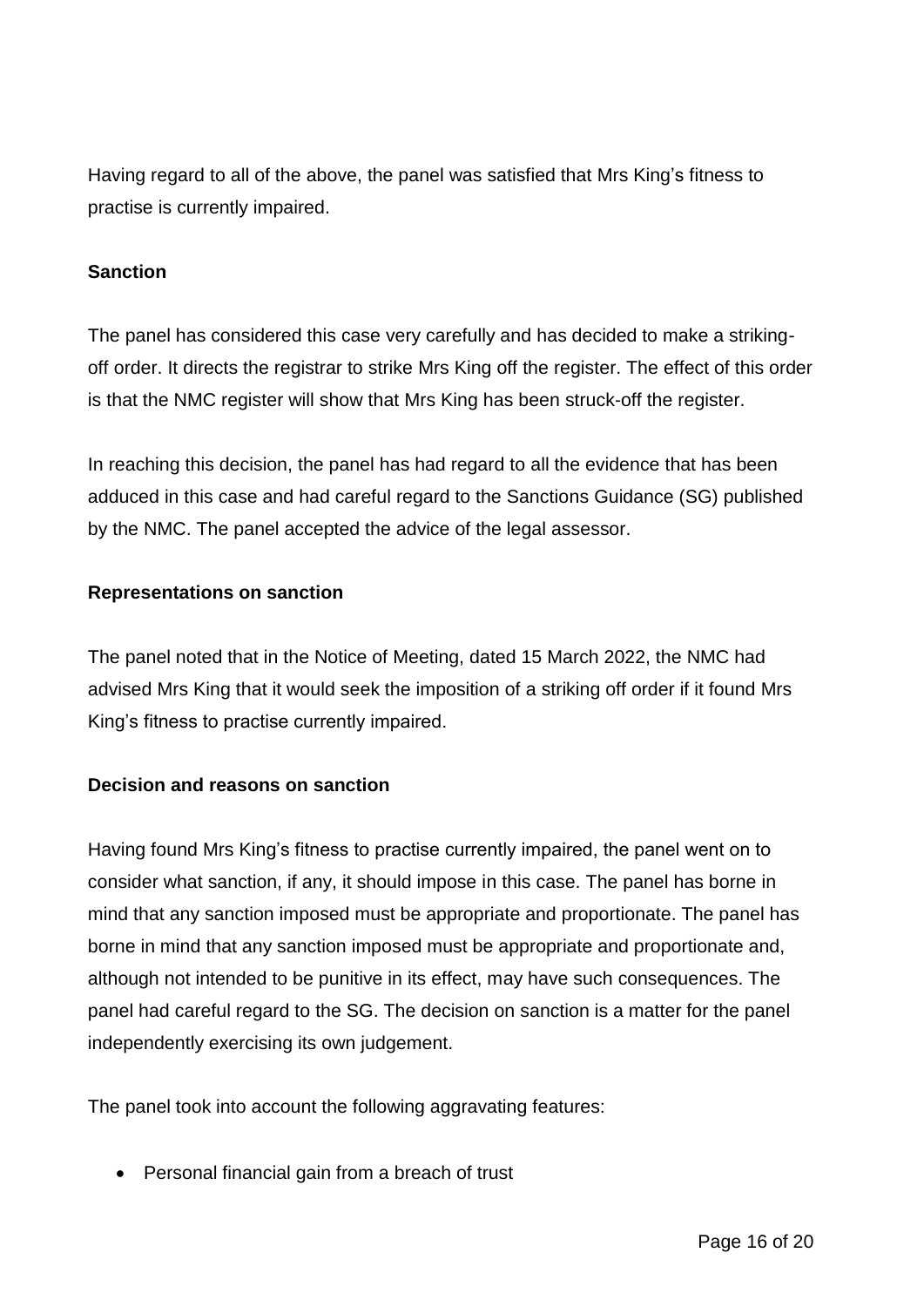Having regard to all of the above, the panel was satisfied that Mrs King's fitness to practise is currently impaired.

**Sanction**

The panel has considered this case very carefully and has decided to make a striking-off order. It directs the registrar to strike Mrs King off the register. The effect of this order is that the NMC register will show that Mrs King has been struck-off the register.

In reaching this decision, the panel has had regard to all the evidence that has been adduced in this case and had careful regard to the Sanctions Guidance (SG) published by the NMC. The panel accepted the advice of the legal assessor.

**Representations on sanction**

The panel noted that in the Notice of Meeting, dated 15 March 2022, the NMC had advised Mrs King that it would seek the imposition of a striking off order if it found Mrs King's fitness to practise currently impaired.

**Decision and reasons on sanction**

Having found Mrs King's fitness to practise currently impaired, the panel went on to consider what sanction, if any, it should impose in this case. The panel has borne in mind that any sanction imposed must be appropriate and proportionate. The panel has borne in mind that any sanction imposed must be appropriate and proportionate and, although not intended to be punitive in its effect, may have such consequences. The panel had careful regard to the SG. The decision on sanction is a matter for the panel independently exercising its own judgement.

The panel took into account the following aggravating features:

- Personal financial gain from a breach of trust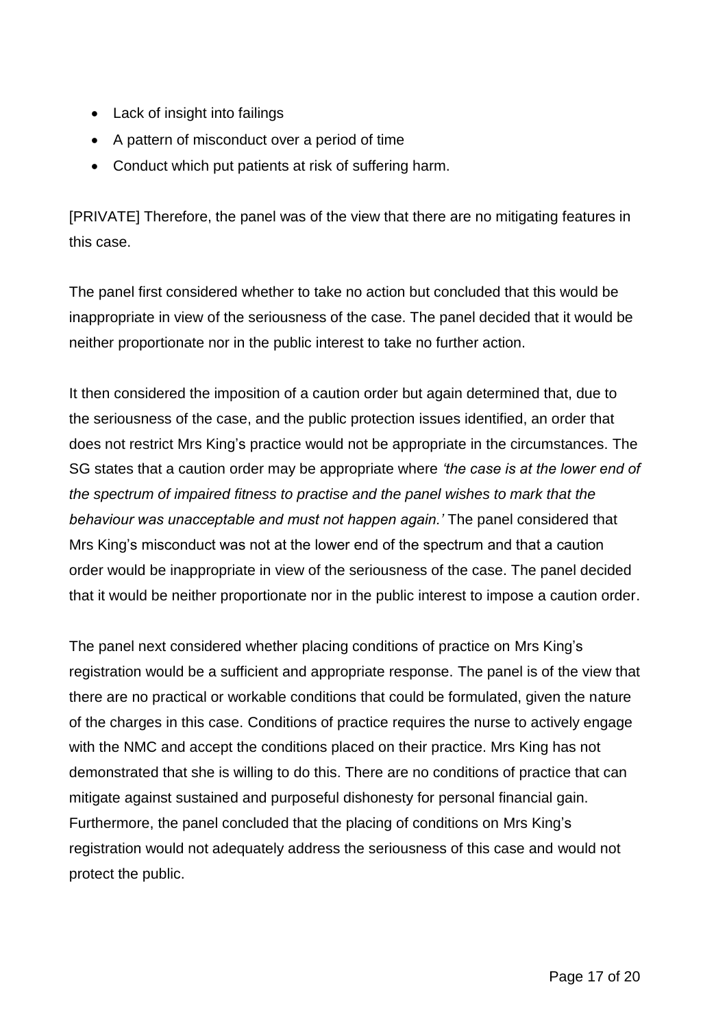- Lack of insight into failings
- A pattern of misconduct over a period of time
- Conduct which put patients at risk of suffering harm.

[PRIVATE] Therefore, the panel was of the view that there are no mitigating features in this case.

The panel first considered whether to take no action but concluded that this would be inappropriate in view of the seriousness of the case. The panel decided that it would be neither proportionate nor in the public interest to take no further action.

It then considered the imposition of a caution order but again determined that, due to the seriousness of the case, and the public protection issues identified, an order that does not restrict Mrs King's practice would not be appropriate in the circumstances. The SG states that a caution order may be appropriate where *'the case is at the lower end of the spectrum of impaired fitness to practise and the panel wishes to mark that the behaviour was unacceptable and must not happen again.'* The panel considered that Mrs King's misconduct was not at the lower end of the spectrum and that a caution order would be inappropriate in view of the seriousness of the case. The panel decided that it would be neither proportionate nor in the public interest to impose a caution order.

The panel next considered whether placing conditions of practice on Mrs King's registration would be a sufficient and appropriate response. The panel is of the view that there are no practical or workable conditions that could be formulated, given the nature of the charges in this case. Conditions of practice requires the nurse to actively engage with the NMC and accept the conditions placed on their practice. Mrs King has not demonstrated that she is willing to do this. There are no conditions of practice that can mitigate against sustained and purposeful dishonesty for personal financial gain. Furthermore, the panel concluded that the placing of conditions on Mrs King's registration would not adequately address the seriousness of this case and would not protect the public.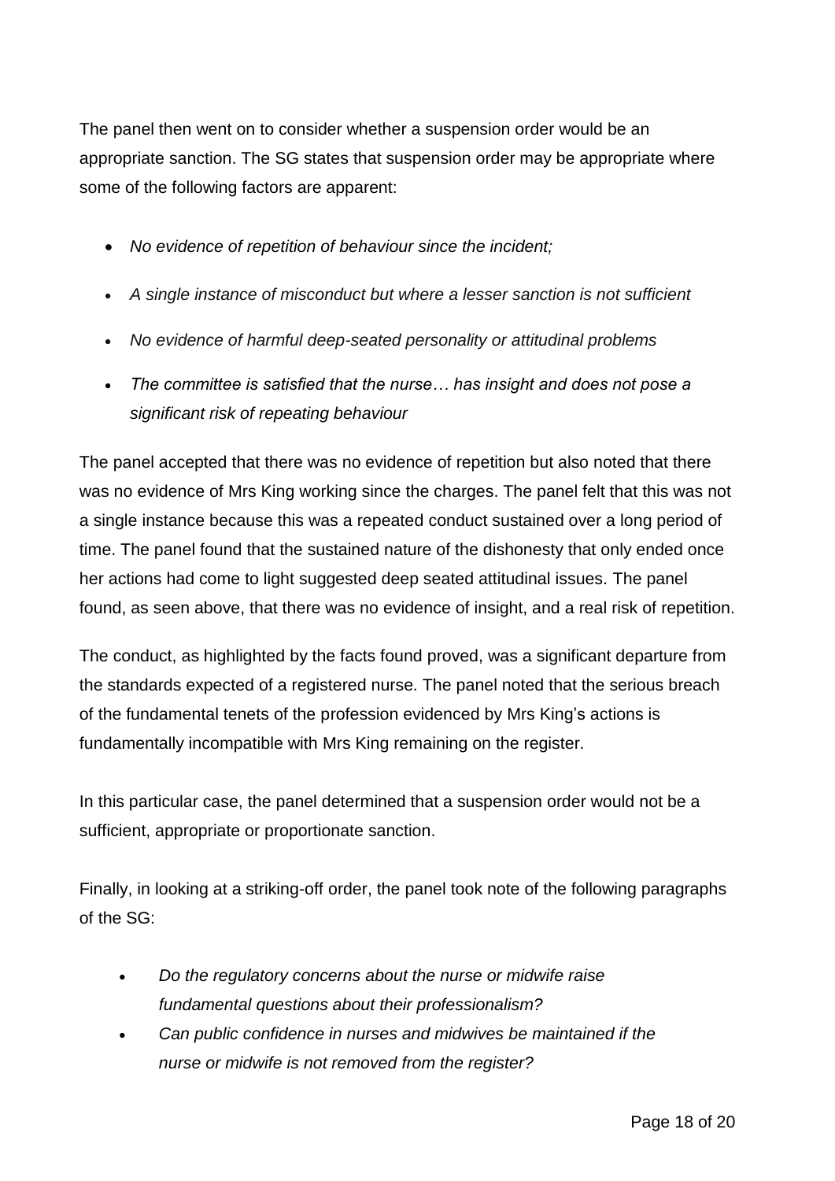The panel then went on to consider whether a suspension order would be an appropriate sanction. The SG states that suspension order may be appropriate where some of the following factors are apparent:

- *No evidence of repetition of behaviour since the incident;*
- *A single instance of misconduct but where a lesser sanction is not sufficient*
- *No evidence of harmful deep-seated personality or attitudinal problems*
- *The committee is satisfied that the nurse… has insight and does not pose a significant risk of repeating behaviour*

The panel accepted that there was no evidence of repetition but also noted that there was no evidence of Mrs King working since the charges. The panel felt that this was not a single instance because this was a repeated conduct sustained over a long period of time. The panel found that the sustained nature of the dishonesty that only ended once her actions had come to light suggested deep seated attitudinal issues. The panel found, as seen above, that there was no evidence of insight, and a real risk of repetition.

The conduct, as highlighted by the facts found proved, was a significant departure from the standards expected of a registered nurse. The panel noted that the serious breach of the fundamental tenets of the profession evidenced by Mrs King's actions is fundamentally incompatible with Mrs King remaining on the register.

In this particular case, the panel determined that a suspension order would not be a sufficient, appropriate or proportionate sanction.

Finally, in looking at a striking-off order, the panel took note of the following paragraphs of the SG:

- *Do the regulatory concerns about the nurse or midwife raise fundamental questions about their professionalism?*
- *Can public confidence in nurses and midwives be maintained if the nurse or midwife is not removed from the register?*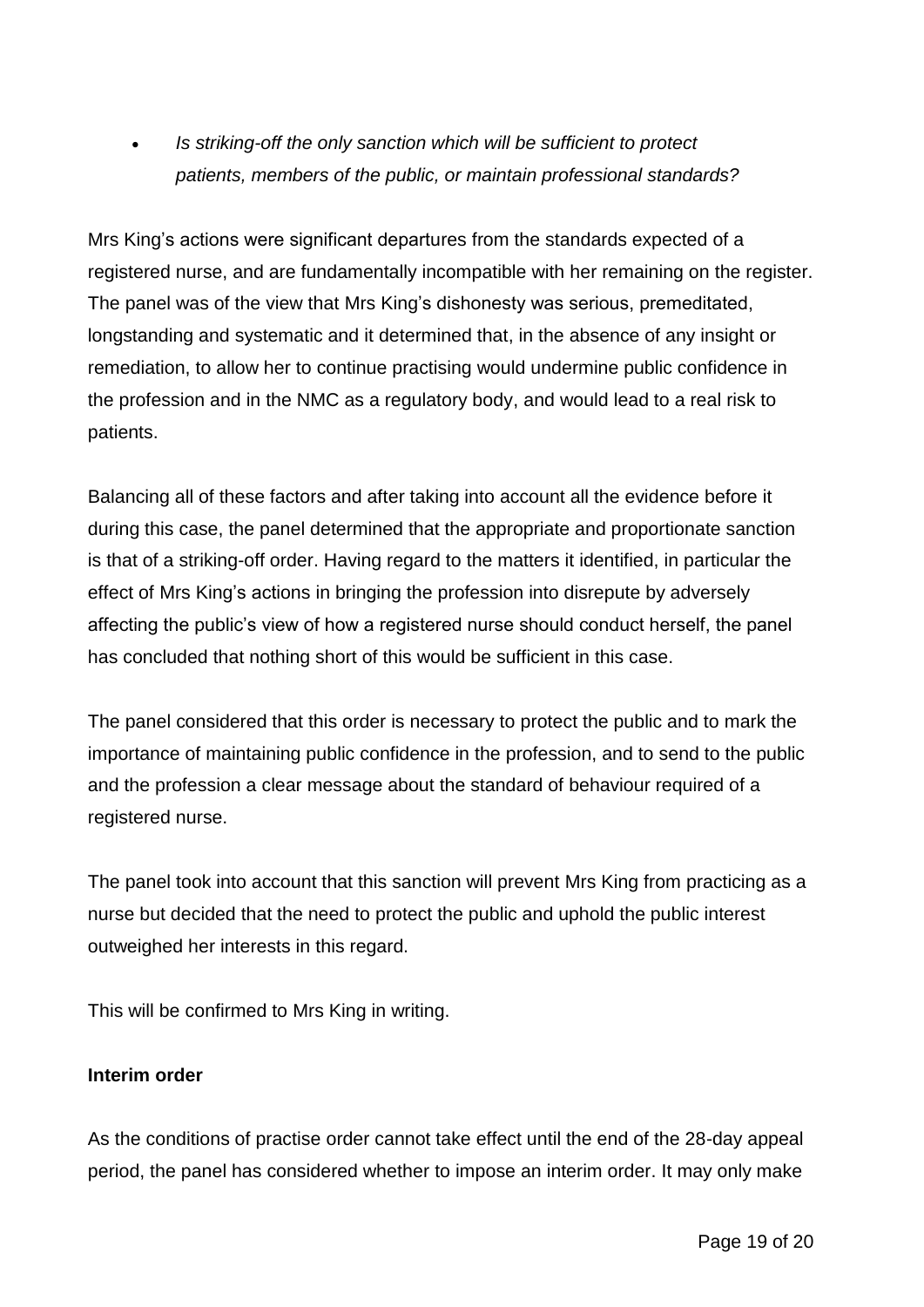- *Is striking-off the only sanction which will be sufficient to protect patients, members of the public, or maintain professional standards?*

Mrs King's actions were significant departures from the standards expected of a registered nurse, and are fundamentally incompatible with her remaining on the register. The panel was of the view that Mrs King's dishonesty was serious, premeditated, longstanding and systematic and it determined that, in the absence of any insight or remediation, to allow her to continue practising would undermine public confidence in the profession and in the NMC as a regulatory body, and would lead to a real risk to patients.

Balancing all of these factors and after taking into account all the evidence before it during this case, the panel determined that the appropriate and proportionate sanction is that of a striking-off order. Having regard to the matters it identified, in particular the effect of Mrs King's actions in bringing the profession into disrepute by adversely affecting the public's view of how a registered nurse should conduct herself, the panel has concluded that nothing short of this would be sufficient in this case.

The panel considered that this order is necessary to protect the public and to mark the importance of maintaining public confidence in the profession, and to send to the public and the profession a clear message about the standard of behaviour required of a registered nurse.

The panel took into account that this sanction will prevent Mrs King from practicing as a nurse but decided that the need to protect the public and uphold the public interest outweighed her interests in this regard.

This will be confirmed to Mrs King in writing.

**Interim order**

As the conditions of practise order cannot take effect until the end of the 28-day appeal period, the panel has considered whether to impose an interim order. It may only make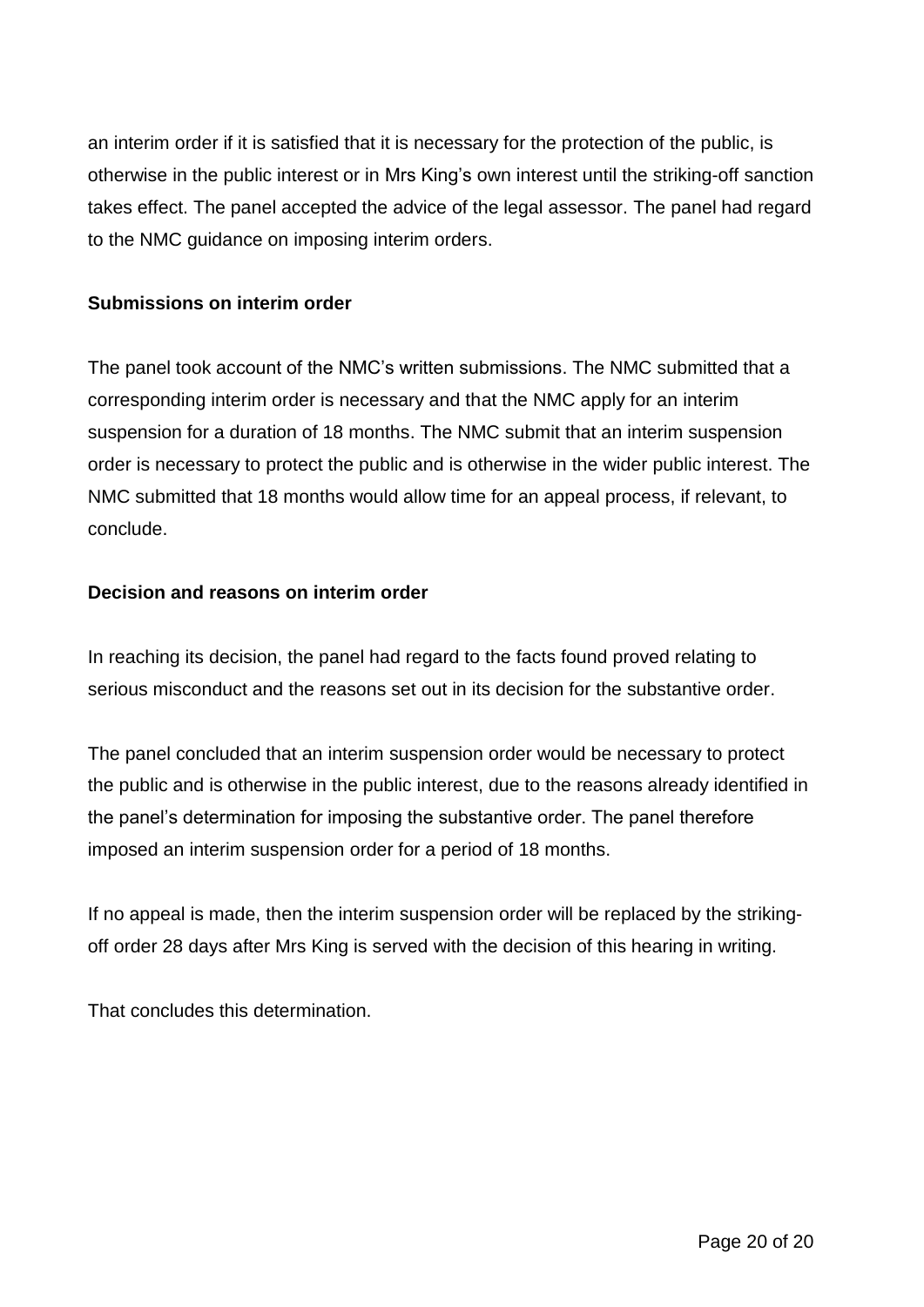an interim order if it is satisfied that it is necessary for the protection of the public, is otherwise in the public interest or in Mrs King's own interest until the striking-off sanction takes effect. The panel accepted the advice of the legal assessor. The panel had regard to the NMC guidance on imposing interim orders.

**Submissions on interim order**

The panel took account of the NMC's written submissions. The NMC submitted that a corresponding interim order is necessary and that the NMC apply for an interim suspension for a duration of 18 months. The NMC submit that an interim suspension order is necessary to protect the public and is otherwise in the wider public interest. The NMC submitted that 18 months would allow time for an appeal process, if relevant, to conclude.

**Decision and reasons on interim order**

In reaching its decision, the panel had regard to the facts found proved relating to serious misconduct and the reasons set out in its decision for the substantive order.

The panel concluded that an interim suspension order would be necessary to protect the public and is otherwise in the public interest, due to the reasons already identified in the panel's determination for imposing the substantive order. The panel therefore imposed an interim suspension order for a period of 18 months.

If no appeal is made, then the interim suspension order will be replaced by the striking-off order 28 days after Mrs King is served with the decision of this hearing in writing.

That concludes this determination.